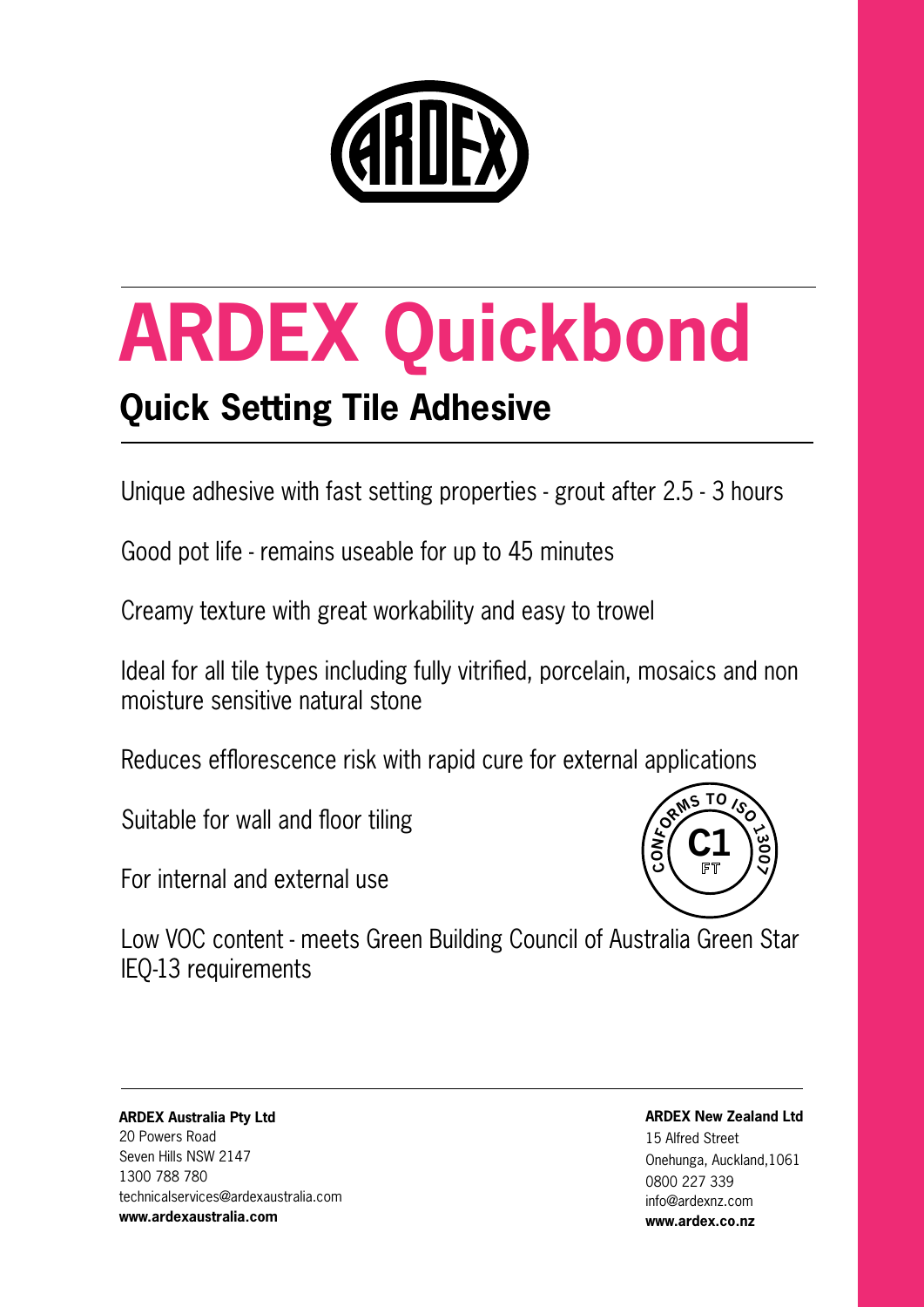# ARDEX Quickbond

## Quick Setting Tile Adhesive

Unique adhesive with fast setting properties - grout after 2.5 - 3 hours

Good pot life - remains useable for up to 45 minutes

Creamy texture with great workability and easy to trowel

Ideal for all tile types including fully vitrified, porcelain, mosaics and non moisture sensitive natural stone

Reduces efflorescence risk with rapid cure for external applications

Suitable for wall and floor tiling

For internal and external use

CONFORMS TO ISO 13007 C1 FT

Low VOC content - meets Green Building Council of Australia Green Star IEQ-13 requirements

**ARDEX Australia Pty Ltd**
20 Powers Road
Seven Hills NSW 2147
1300 788 780
technicalservices@ardexaustralia.com
**www.ardexaustralia.com**

**ARDEX New Zealand Ltd**
15 Alfred Street
Onehunga, Auckland,1061
0800 227 339
info@ardexnz.com
**www.ardex.co.nz**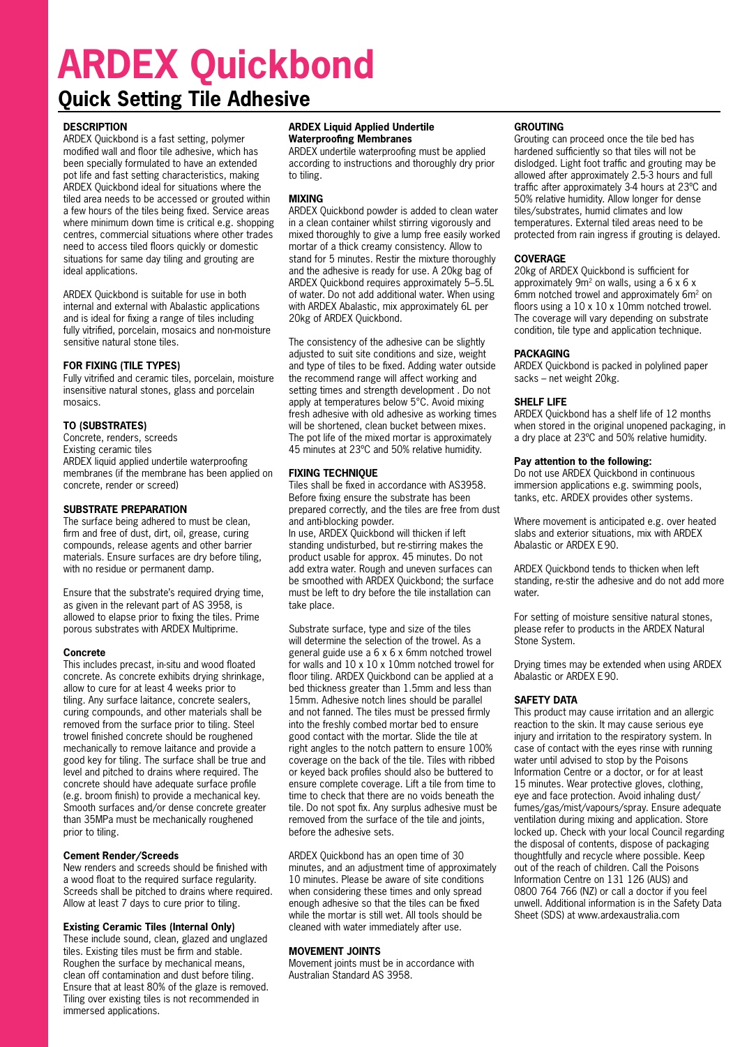# ARDEX Quickbond

## Quick Setting Tile Adhesive

### DESCRIPTION

ARDEX Quickbond is a fast setting, polymer modified wall and floor tile adhesive, which has been specially formulated to have an extended pot life and fast setting characteristics, making ARDEX Quickbond ideal for situations where the tiled area needs to be accessed or grouted within a few hours of the tiles being fixed. Service areas where minimum down time is critical e.g. shopping centres, commercial situations where other trades need to access tiled floors quickly or domestic situations for same day tiling and grouting are ideal applications.

ARDEX Quickbond is suitable for use in both internal and external with Abalastic applications and is ideal for fixing a range of tiles including fully vitrified, porcelain, mosaics and non-moisture sensitive natural stone tiles.

### FOR FIXING (TILE TYPES)

Fully vitrified and ceramic tiles, porcelain, moisture insensitive natural stones, glass and porcelain mosaics.

### TO (SUBSTRATES)

Concrete, renders, screeds
Existing ceramic tiles
ARDEX liquid applied undertile waterproofing membranes (if the membrane has been applied on concrete, render or screed)

### SUBSTRATE PREPARATION

The surface being adhered to must be clean, firm and free of dust, dirt, oil, grease, curing compounds, release agents and other barrier materials. Ensure surfaces are dry before tiling, with no residue or permanent damp.

Ensure that the substrate's required drying time, as given in the relevant part of AS 3958, is allowed to elapse prior to fixing the tiles. Prime porous substrates with ARDEX Multiprime.

#### Concrete

This includes precast, in-situ and wood floated concrete. As concrete exhibits drying shrinkage, allow to cure for at least 4 weeks prior to tiling. Any surface laitance, concrete sealers, curing compounds, and other materials shall be removed from the surface prior to tiling. Steel trowel finished concrete should be roughened mechanically to remove laitance and provide a good key for tiling. The surface shall be true and level and pitched to drains where required. The concrete should have adequate surface profile (e.g. broom finish) to provide a mechanical key. Smooth surfaces and/or dense concrete greater than 35MPa must be mechanically roughened prior to tiling.

#### Cement Render/Screeds

New renders and screeds should be finished with a wood float to the required surface regularity. Screeds shall be pitched to drains where required. Allow at least 7 days to cure prior to tiling.

#### Existing Ceramic Tiles (Internal Only)

These include sound, clean, glazed and unglazed tiles. Existing tiles must be firm and stable. Roughen the surface by mechanical means, clean off contamination and dust before tiling. Ensure that at least 80% of the glaze is removed. Tiling over existing tiles is not recommended in immersed applications.

#### ARDEX Liquid Applied Undertile Waterproofing Membranes

ARDEX undertile waterproofing must be applied according to instructions and thoroughly dry prior to tiling.

### MIXING

ARDEX Quickbond powder is added to clean water in a clean container whilst stirring vigorously and mixed thoroughly to give a lump free easily worked mortar of a thick creamy consistency. Allow to stand for 5 minutes. Restir the mixture thoroughly and the adhesive is ready for use. A 20kg bag of ARDEX Quickbond requires approximately 5–5.5L of water. Do not add additional water. When using with ARDEX Abalastic, mix approximately 6L per 20kg of ARDEX Quickbond.

The consistency of the adhesive can be slightly adjusted to suit site conditions and size, weight and type of tiles to be fixed. Adding water outside the recommend range will affect working and setting times and strength development . Do not apply at temperatures below 5°C. Avoid mixing fresh adhesive with old adhesive as working times will be shortened, clean bucket between mixes. The pot life of the mixed mortar is approximately 45 minutes at 23°C and 50% relative humidity.

### FIXING TECHNIQUE

Tiles shall be fixed in accordance with AS3958. Before fixing ensure the substrate has been prepared correctly, and the tiles are free from dust and anti-blocking powder.
In use, ARDEX Quickbond will thicken if left standing undisturbed, but re-stirring makes the product usable for approx. 45 minutes. Do not add extra water. Rough and uneven surfaces can be smoothed with ARDEX Quickbond; the surface must be left to dry before the tile installation can take place.

Substrate surface, type and size of the tiles will determine the selection of the trowel. As a general guide use a 6 x 6 x 6mm notched trowel for walls and 10 x 10 x 10mm notched trowel for floor tiling. ARDEX Quickbond can be applied at a bed thickness greater than 1.5mm and less than 15mm. Adhesive notch lines should be parallel and not fanned. The tiles must be pressed firmly into the freshly combed mortar bed to ensure good contact with the mortar. Slide the tile at right angles to the notch pattern to ensure 100% coverage on the back of the tile. Tiles with ribbed or keyed back profiles should also be buttered to ensure complete coverage. Lift a tile from time to time to check that there are no voids beneath the tile. Do not spot fix. Any surplus adhesive must be removed from the surface of the tile and joints, before the adhesive sets.

ARDEX Quickbond has an open time of 30 minutes, and an adjustment time of approximately 10 minutes. Please be aware of site conditions when considering these times and only spread enough adhesive so that the tiles can be fixed while the mortar is still wet. All tools should be cleaned with water immediately after use.

### MOVEMENT JOINTS

Movement joints must be in accordance with Australian Standard AS 3958.

### GROUTING

Grouting can proceed once the tile bed has hardened sufficiently so that tiles will not be dislodged. Light foot traffic and grouting may be allowed after approximately 2.5-3 hours and full traffic after approximately 3-4 hours at 23ºC and 50% relative humidity. Allow longer for dense tiles/substrates, humid climates and low temperatures. External tiled areas need to be protected from rain ingress if grouting is delayed.

### COVERAGE

20kg of ARDEX Quickbond is sufficient for approximately 9m² on walls, using a 6 x 6 x 6mm notched trowel and approximately 6m² on floors using a 10 x 10 x 10mm notched trowel. The coverage will vary depending on substrate condition, tile type and application technique.

### PACKAGING

ARDEX Quickbond is packed in polylined paper sacks – net weight 20kg.

### SHELF LIFE

ARDEX Quickbond has a shelf life of 12 months when stored in the original unopened packaging, in a dry place at 23ºC and 50% relative humidity.

#### Pay attention to the following:

Do not use ARDEX Quickbond in continuous immersion applications e.g. swimming pools, tanks, etc. ARDEX provides other systems.

Where movement is anticipated e.g. over heated slabs and exterior situations, mix with ARDEX Abalastic or ARDEX E 90.

ARDEX Quickbond tends to thicken when left standing, re-stir the adhesive and do not add more water.

For setting of moisture sensitive natural stones, please refer to products in the ARDEX Natural Stone System.

Drying times may be extended when using ARDEX Abalastic or ARDEX E 90.

### SAFETY DATA

This product may cause irritation and an allergic reaction to the skin. It may cause serious eye injury and irritation to the respiratory system. In case of contact with the eyes rinse with running water until advised to stop by the Poisons Information Centre or a doctor, or for at least 15 minutes. Wear protective gloves, clothing, eye and face protection. Avoid inhaling dust/fumes/gas/mist/vapours/spray. Ensure adequate ventilation during mixing and application. Store locked up. Check with your local Council regarding the disposal of contents, dispose of packaging thoughtfully and recycle where possible. Keep out of the reach of children. Call the Poisons Information Centre on 131 126 (AUS) and 0800 764 766 (NZ) or call a doctor if you feel unwell. Additional information is in the Safety Data Sheet (SDS) at www.ardexaustralia.com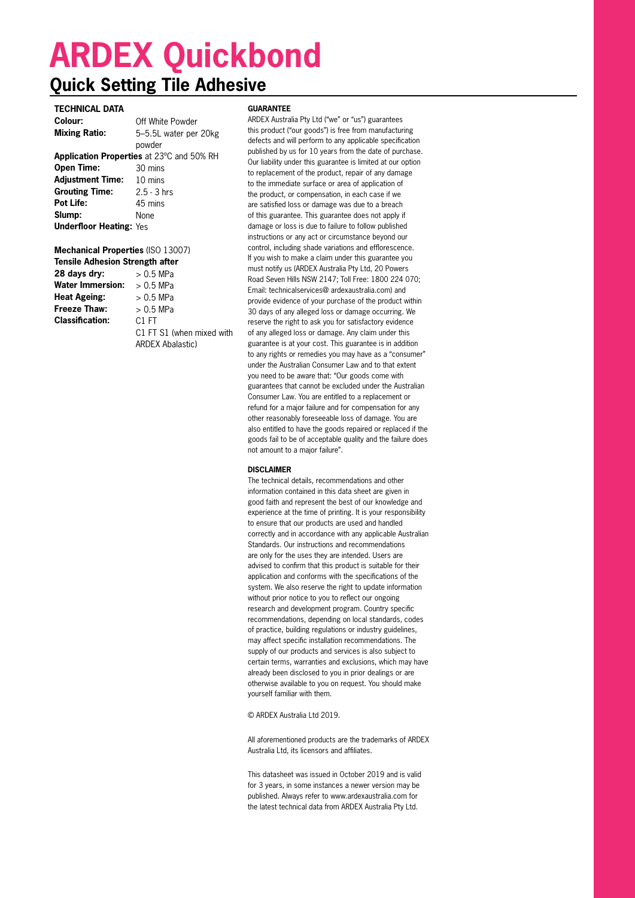# ARDEX Quickbond

## Quick Setting Tile Adhesive

### TECHNICAL DATA

| | |
|---|---|
| **Colour:** | Off White Powder |
| **Mixing Ratio:** | 5–5.5L water per 20kg powder |

**Application Properties** at 23°C and 50% RH

| | |
|---|---|
| **Open Time:** | 30 mins |
| **Adjustment Time:** | 10 mins |
| **Grouting Time:** | 2.5 - 3 hrs |
| **Pot Life:** | 45 mins |
| **Slump:** | None |
| **Underfloor Heating:** | Yes |

**Mechanical Properties** (ISO 13007)

**Tensile Adhesion Strength after**

| | |
|---|---|
| **28 days dry:** | > 0.5 MPa |
| **Water Immersion:** | > 0.5 MPa |
| **Heat Ageing:** | > 0.5 MPa |
| **Freeze Thaw:** | > 0.5 MPa |
| **Classification:** | C1 FT<br>C1 FT S1 (when mixed with ARDEX Abalastic) |

### GUARANTEE

ARDEX Australia Pty Ltd ("we" or "us") guarantees this product ("our goods") is free from manufacturing defects and will perform to any applicable specification published by us for 10 years from the date of purchase. Our liability under this guarantee is limited at our option to replacement of the product, repair of any damage to the immediate surface or area of application of the product, or compensation, in each case if we are satisfied loss or damage was due to a breach of this guarantee. This guarantee does not apply if damage or loss is due to failure to follow published instructions or any act or circumstance beyond our control, including shade variations and efflorescence. If you wish to make a claim under this guarantee you must notify us (ARDEX Australia Pty Ltd, 20 Powers Road Seven Hills NSW 2147; Toll Free: 1800 224 070; Email: technicalservices@ ardexaustralia.com) and provide evidence of your purchase of the product within 30 days of any alleged loss or damage occurring. We reserve the right to ask you for satisfactory evidence of any alleged loss or damage. Any claim under this guarantee is at your cost. This guarantee is in addition to any rights or remedies you may have as a "consumer" under the Australian Consumer Law and to that extent you need to be aware that: "Our goods come with guarantees that cannot be excluded under the Australian Consumer Law. You are entitled to a replacement or refund for a major failure and for compensation for any other reasonably foreseeable loss of damage. You are also entitled to have the goods repaired or replaced if the goods fail to be of acceptable quality and the failure does not amount to a major failure".

### DISCLAIMER

The technical details, recommendations and other information contained in this data sheet are given in good faith and represent the best of our knowledge and experience at the time of printing. It is your responsibility to ensure that our products are used and handled correctly and in accordance with any applicable Australian Standards. Our instructions and recommendations are only for the uses they are intended. Users are advised to confirm that this product is suitable for their application and conforms with the specifications of the system. We also reserve the right to update information without prior notice to you to reflect our ongoing research and development program. Country specific recommendations, depending on local standards, codes of practice, building regulations or industry guidelines, may affect specific installation recommendations. The supply of our products and services is also subject to certain terms, warranties and exclusions, which may have already been disclosed to you in prior dealings or are otherwise available to you on request. You should make yourself familiar with them.

© ARDEX Australia Ltd 2019.

All aforementioned products are the trademarks of ARDEX Australia Ltd, its licensors and affiliates.

This datasheet was issued in October 2019 and is valid for 3 years, in some instances a newer version may be published. Always refer to www.ardexaustralia.com for the latest technical data from ARDEX Australia Pty Ltd.